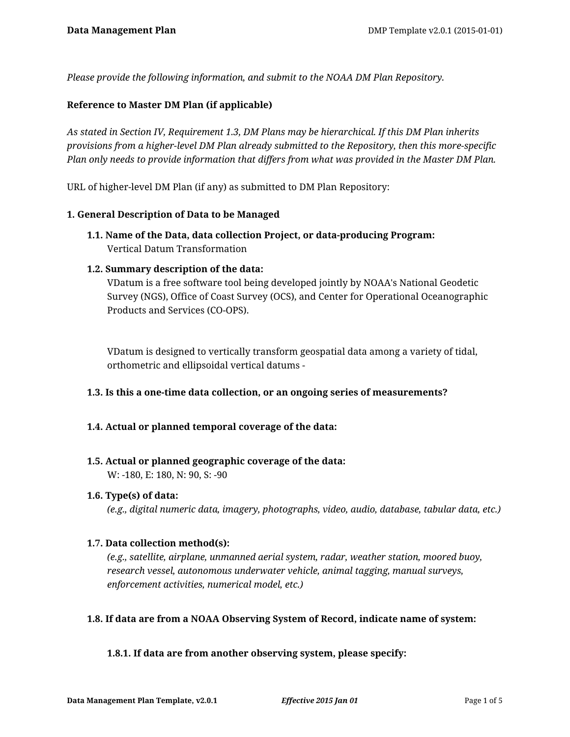*Please provide the following information, and submit to the NOAA DM Plan Repository.*

**Reference to Master DM Plan (if applicable)**

*As stated in Section IV, Requirement 1.3, DM Plans may be hierarchical. If this DM Plan inherits provisions from a higher-level DM Plan already submitted to the Repository, then this more-specific Plan only needs to provide information that differs from what was provided in the Master DM Plan.*

URL of higher-level DM Plan (if any) as submitted to DM Plan Repository:

**1. General Description of Data to be Managed**

**1.1. Name of the Data, data collection Project, or data-producing Program:**
Vertical Datum Transformation

**1.2. Summary description of the data:**
VDatum is a free software tool being developed jointly by NOAA's National Geodetic Survey (NGS), Office of Coast Survey (OCS), and Center for Operational Oceanographic Products and Services (CO-OPS).

VDatum is designed to vertically transform geospatial data among a variety of tidal, orthometric and ellipsoidal vertical datums -

**1.3. Is this a one-time data collection, or an ongoing series of measurements?**

**1.4. Actual or planned temporal coverage of the data:**

**1.5. Actual or planned geographic coverage of the data:**
W: -180, E: 180, N: 90, S: -90

**1.6. Type(s) of data:**
*(e.g., digital numeric data, imagery, photographs, video, audio, database, tabular data, etc.)*

**1.7. Data collection method(s):**
*(e.g., satellite, airplane, unmanned aerial system, radar, weather station, moored buoy, research vessel, autonomous underwater vehicle, animal tagging, manual surveys, enforcement activities, numerical model, etc.)*

**1.8. If data are from a NOAA Observing System of Record, indicate name of system:**

**1.8.1. If data are from another observing system, please specify:**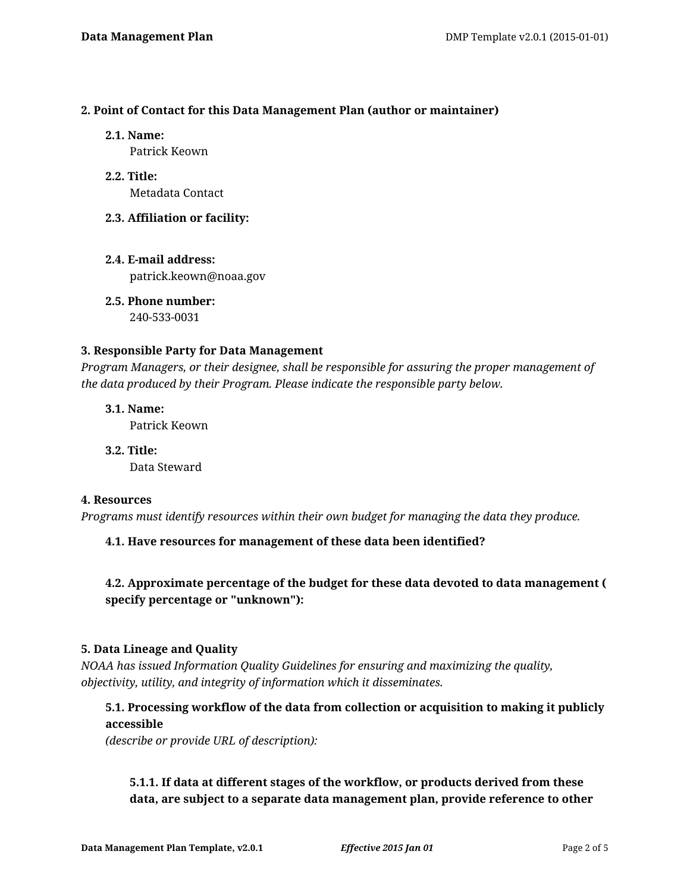**2. Point of Contact for this Data Management Plan (author or maintainer)**

**2.1. Name:**
Patrick Keown

**2.2. Title:**
Metadata Contact

**2.3. Affiliation or facility:**

**2.4. E-mail address:**
patrick.keown@noaa.gov

**2.5. Phone number:**
240-533-0031

**3. Responsible Party for Data Management**

*Program Managers, or their designee, shall be responsible for assuring the proper management of the data produced by their Program. Please indicate the responsible party below.*

**3.1. Name:**
Patrick Keown

**3.2. Title:**
Data Steward

**4. Resources**

*Programs must identify resources within their own budget for managing the data they produce.*

**4.1. Have resources for management of these data been identified?**

**4.2. Approximate percentage of the budget for these data devoted to data management ( specify percentage or "unknown"):**

**5. Data Lineage and Quality**

*NOAA has issued Information Quality Guidelines for ensuring and maximizing the quality, objectivity, utility, and integrity of information which it disseminates.*

**5.1. Processing workflow of the data from collection or acquisition to making it publicly accessible**
*(describe or provide URL of description):*

**5.1.1. If data at different stages of the workflow, or products derived from these data, are subject to a separate data management plan, provide reference to other**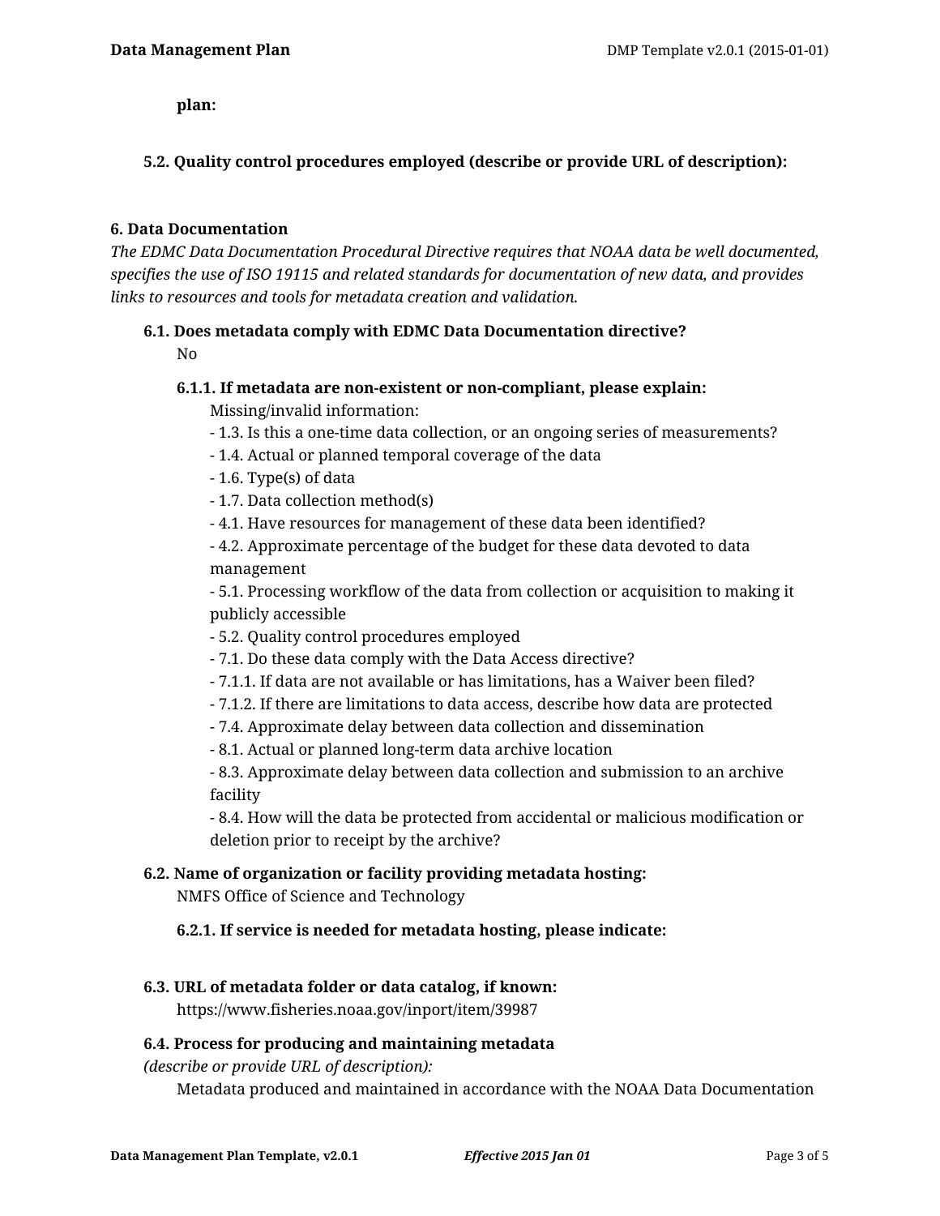**plan:**

**5.2. Quality control procedures employed (describe or provide URL of description):**

**6. Data Documentation**

*The EDMC Data Documentation Procedural Directive requires that NOAA data be well documented, specifies the use of ISO 19115 and related standards for documentation of new data, and provides links to resources and tools for metadata creation and validation.*

**6.1. Does metadata comply with EDMC Data Documentation directive?**

No

**6.1.1. If metadata are non-existent or non-compliant, please explain:**

Missing/invalid information:
- 1.3. Is this a one-time data collection, or an ongoing series of measurements?
- 1.4. Actual or planned temporal coverage of the data
- 1.6. Type(s) of data
- 1.7. Data collection method(s)
- 4.1. Have resources for management of these data been identified?
- 4.2. Approximate percentage of the budget for these data devoted to data management
- 5.1. Processing workflow of the data from collection or acquisition to making it publicly accessible
- 5.2. Quality control procedures employed
- 7.1. Do these data comply with the Data Access directive?
- 7.1.1. If data are not available or has limitations, has a Waiver been filed?
- 7.1.2. If there are limitations to data access, describe how data are protected
- 7.4. Approximate delay between data collection and dissemination
- 8.1. Actual or planned long-term data archive location
- 8.3. Approximate delay between data collection and submission to an archive facility
- 8.4. How will the data be protected from accidental or malicious modification or deletion prior to receipt by the archive?

**6.2. Name of organization or facility providing metadata hosting:**

NMFS Office of Science and Technology

**6.2.1. If service is needed for metadata hosting, please indicate:**

**6.3. URL of metadata folder or data catalog, if known:**

https://www.fisheries.noaa.gov/inport/item/39987

**6.4. Process for producing and maintaining metadata**
*(describe or provide URL of description):*

Metadata produced and maintained in accordance with the NOAA Data Documentation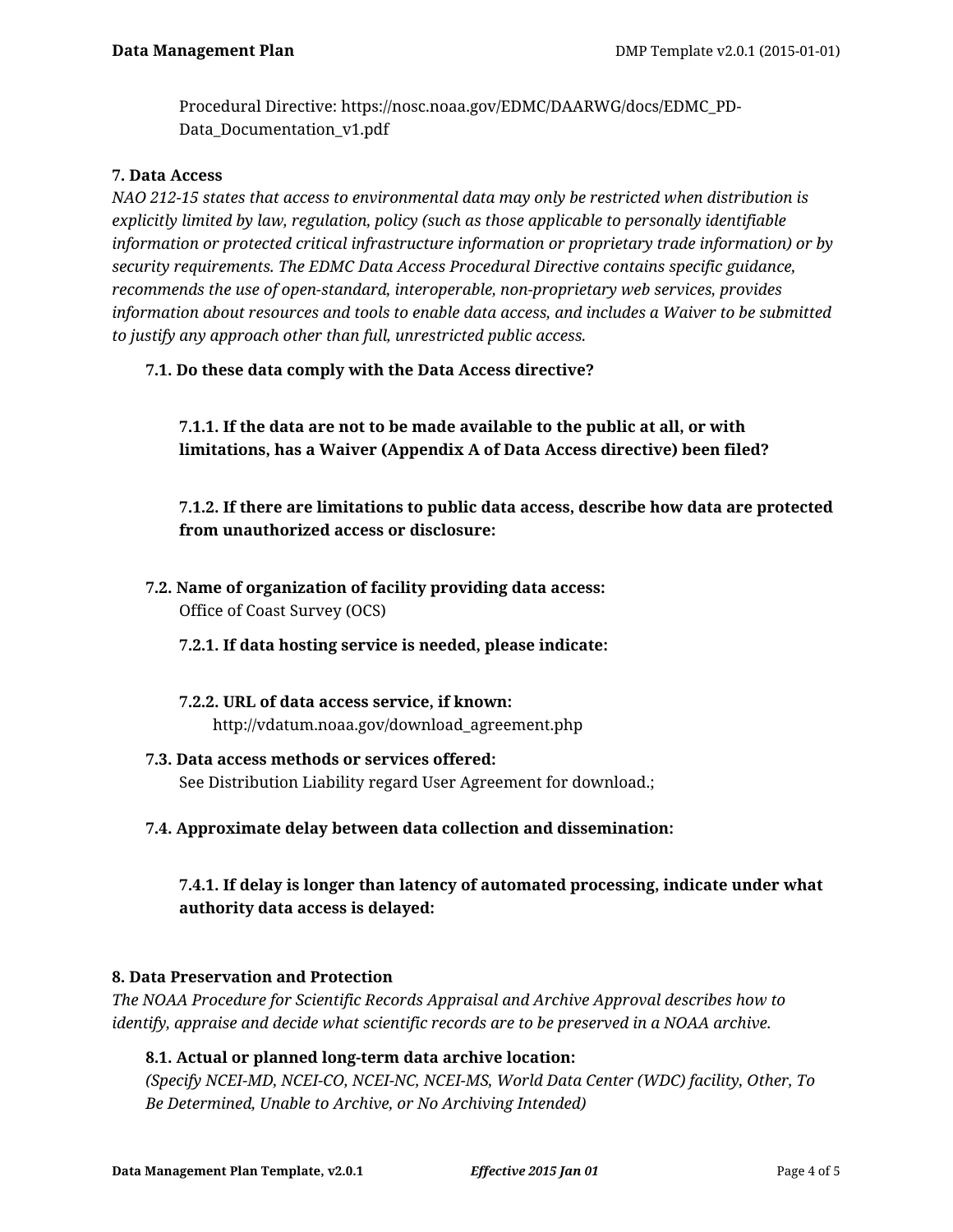Procedural Directive: https://nosc.noaa.gov/EDMC/DAARWG/docs/EDMC_PD-Data_Documentation_v1.pdf

### 7. Data Access

*NAO 212-15 states that access to environmental data may only be restricted when distribution is explicitly limited by law, regulation, policy (such as those applicable to personally identifiable information or protected critical infrastructure information or proprietary trade information) or by security requirements. The EDMC Data Access Procedural Directive contains specific guidance, recommends the use of open-standard, interoperable, non-proprietary web services, provides information about resources and tools to enable data access, and includes a Waiver to be submitted to justify any approach other than full, unrestricted public access.*

**7.1. Do these data comply with the Data Access directive?**

**7.1.1. If the data are not to be made available to the public at all, or with limitations, has a Waiver (Appendix A of Data Access directive) been filed?**

**7.1.2. If there are limitations to public data access, describe how data are protected from unauthorized access or disclosure:**

**7.2. Name of organization of facility providing data access:**
Office of Coast Survey (OCS)

**7.2.1. If data hosting service is needed, please indicate:**

**7.2.2. URL of data access service, if known:**
http://vdatum.noaa.gov/download_agreement.php

**7.3. Data access methods or services offered:**
See Distribution Liability regard User Agreement for download.;

**7.4. Approximate delay between data collection and dissemination:**

**7.4.1. If delay is longer than latency of automated processing, indicate under what authority data access is delayed:**

### 8. Data Preservation and Protection

*The NOAA Procedure for Scientific Records Appraisal and Archive Approval describes how to identify, appraise and decide what scientific records are to be preserved in a NOAA archive.*

**8.1. Actual or planned long-term data archive location:**
*(Specify NCEI-MD, NCEI-CO, NCEI-NC, NCEI-MS, World Data Center (WDC) facility, Other, To Be Determined, Unable to Archive, or No Archiving Intended)*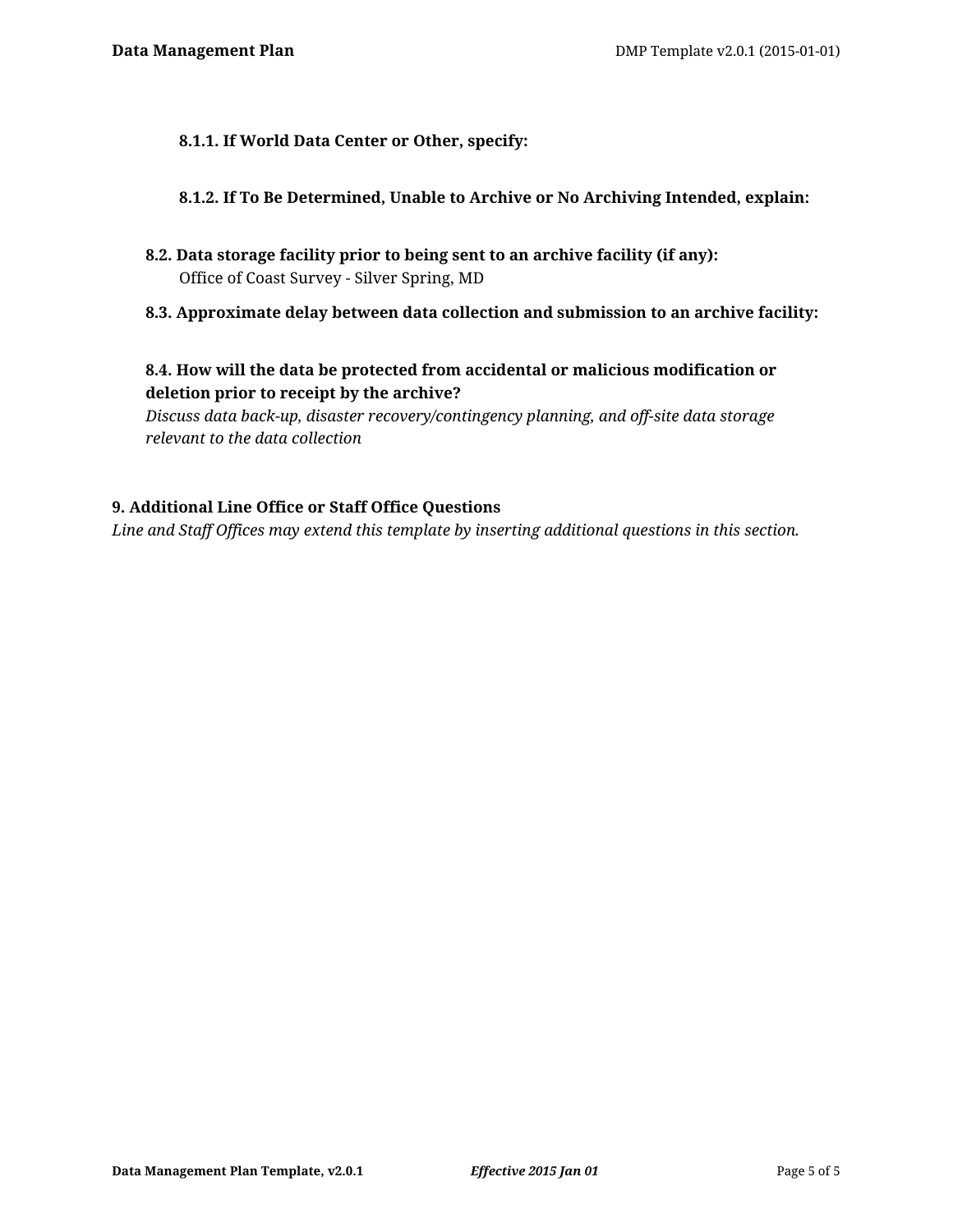#### 8.1.1. If World Data Center or Other, specify:

#### 8.1.2. If To Be Determined, Unable to Archive or No Archiving Intended, explain:

### 8.2. Data storage facility prior to being sent to an archive facility (if any):

Office of Coast Survey - Silver Spring, MD

### 8.3. Approximate delay between data collection and submission to an archive facility:

### 8.4. How will the data be protected from accidental or malicious modification or deletion prior to receipt by the archive?

*Discuss data back-up, disaster recovery/contingency planning, and off-site data storage relevant to the data collection*

## 9. Additional Line Office or Staff Office Questions

*Line and Staff Offices may extend this template by inserting additional questions in this section.*